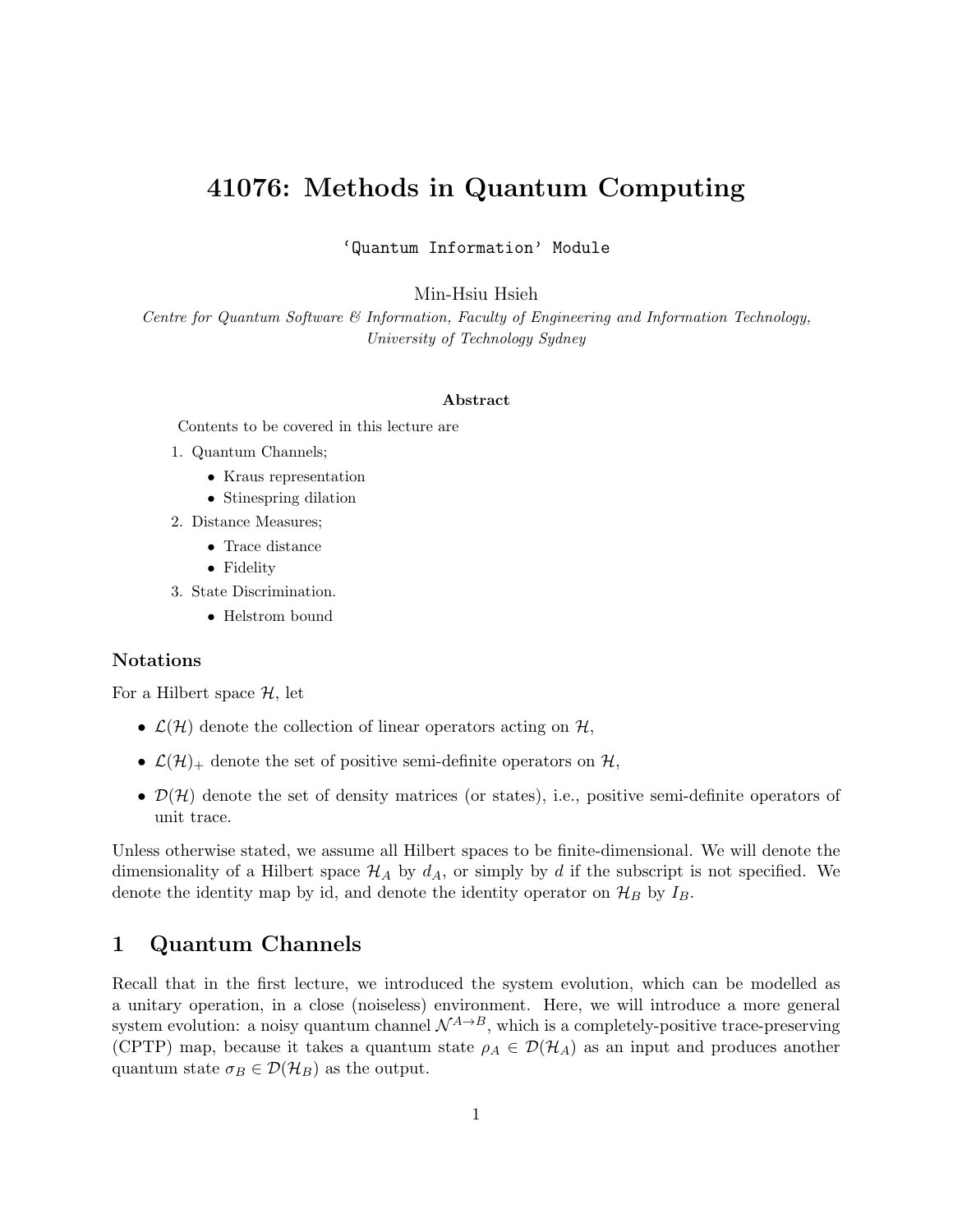# 41076: Methods in Quantum Computing

`'Quantum Information' Module`

Min-Hsiu Hsieh

*Centre for Quantum Software & Information, Faculty of Engineering and Information Technology, University of Technology Sydney*

**Abstract**

Contents to be covered in this lecture are

1. Quantum Channels;
   - Kraus representation
   - Stinespring dilation
2. Distance Measures;
   - Trace distance
   - Fidelity
3. State Discrimination.
   - Helstrom bound

### Notations

For a Hilbert space $\mathcal{H}$, let

- $\mathcal{L}(\mathcal{H})$ denote the collection of linear operators acting on $\mathcal{H}$,
- $\mathcal{L}(\mathcal{H})_+$ denote the set of positive semi-definite operators on $\mathcal{H}$,
- $\mathcal{D}(\mathcal{H})$ denote the set of density matrices (or states), i.e., positive semi-definite operators of unit trace.

Unless otherwise stated, we assume all Hilbert spaces to be finite-dimensional. We will denote the dimensionality of a Hilbert space $\mathcal{H}_A$ by $d_A$, or simply by $d$ if the subscript is not specified. We denote the identity map by id, and denote the identity operator on $\mathcal{H}_B$ by $I_B$.

## 1 Quantum Channels

Recall that in the first lecture, we introduced the system evolution, which can be modelled as a unitary operation, in a close (noiseless) environment. Here, we will introduce a more general system evolution: a noisy quantum channel $\mathcal{N}^{A\to B}$, which is a completely-positive trace-preserving (CPTP) map, because it takes a quantum state $\rho_A \in \mathcal{D}(\mathcal{H}_A)$ as an input and produces another quantum state $\sigma_B \in \mathcal{D}(\mathcal{H}_B)$ as the output.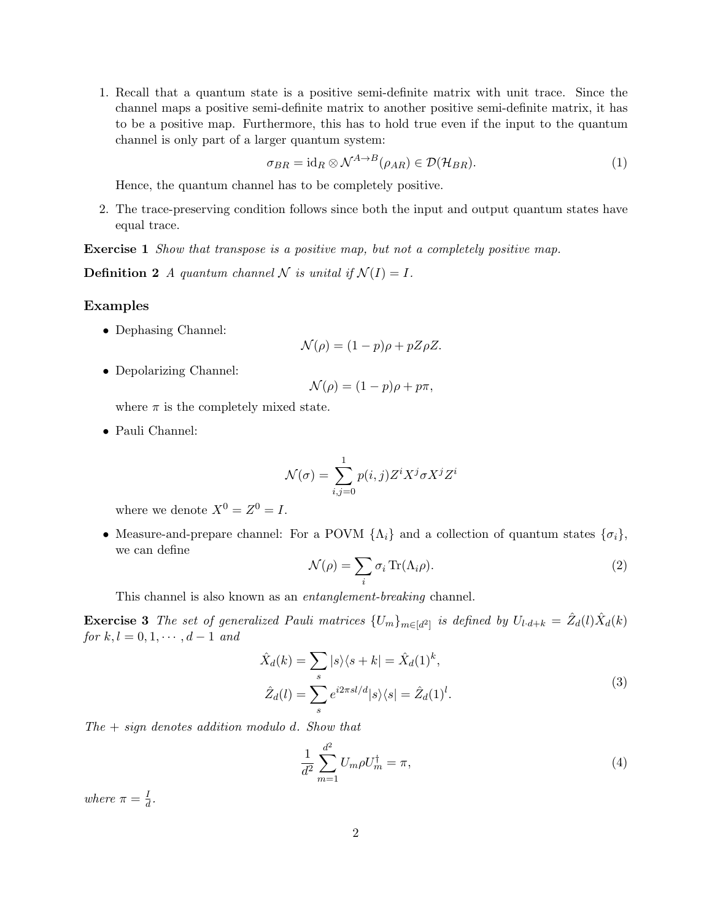1. Recall that a quantum state is a positive semi-definite matrix with unit trace. Since the channel maps a positive semi-definite matrix to another positive semi-definite matrix, it has to be a positive map. Furthermore, this has to hold true even if the input to the quantum channel is only part of a larger quantum system:

$$\sigma_{BR} = \mathrm{id}_R \otimes \mathcal{N}^{A \to B}(\rho_{AR}) \in \mathcal{D}(\mathcal{H}_{BR}). \tag{1}$$

Hence, the quantum channel has to be completely positive.

2. The trace-preserving condition follows since both the input and output quantum states have equal trace.

**Exercise 1** *Show that transpose is a positive map, but not a completely positive map.*

**Definition 2** *A quantum channel $\mathcal{N}$ is unital if $\mathcal{N}(I) = I$.*

### Examples

- Dephasing Channel:

$$\mathcal{N}(\rho) = (1-p)\rho + pZ\rho Z.$$

- Depolarizing Channel:

$$\mathcal{N}(\rho) = (1-p)\rho + p\pi,$$

where $\pi$ is the completely mixed state.

- Pauli Channel:

$$\mathcal{N}(\sigma) = \sum_{i,j=0}^{1} p(i,j) Z^i X^j \sigma X^j Z^i$$

where we denote $X^0 = Z^0 = I$.

- Measure-and-prepare channel: For a POVM $\{\Lambda_i\}$ and a collection of quantum states $\{\sigma_i\}$, we can define

$$\mathcal{N}(\rho) = \sum_i \sigma_i \operatorname{Tr}(\Lambda_i \rho). \tag{2}$$

This channel is also known as an *entanglement-breaking* channel.

**Exercise 3** *The set of generalized Pauli matrices $\{U_m\}_{m \in [d^2]}$ is defined by $U_{l \cdot d + k} = \hat{Z}_d(l)\hat{X}_d(k)$ for $k, l = 0, 1, \cdots, d-1$ and*

$$\begin{aligned}
\hat{X}_d(k) &= \sum_s |s\rangle\langle s+k| = \hat{X}_d(1)^k, \\
\hat{Z}_d(l) &= \sum_s e^{i2\pi sl/d} |s\rangle\langle s| = \hat{Z}_d(1)^l.
\end{aligned} \tag{3}$$

*The + sign denotes addition modulo d. Show that*

$$\frac{1}{d^2} \sum_{m=1}^{d^2} U_m \rho U_m^\dagger = \pi, \tag{4}$$

*where $\pi = \frac{I}{d}$.*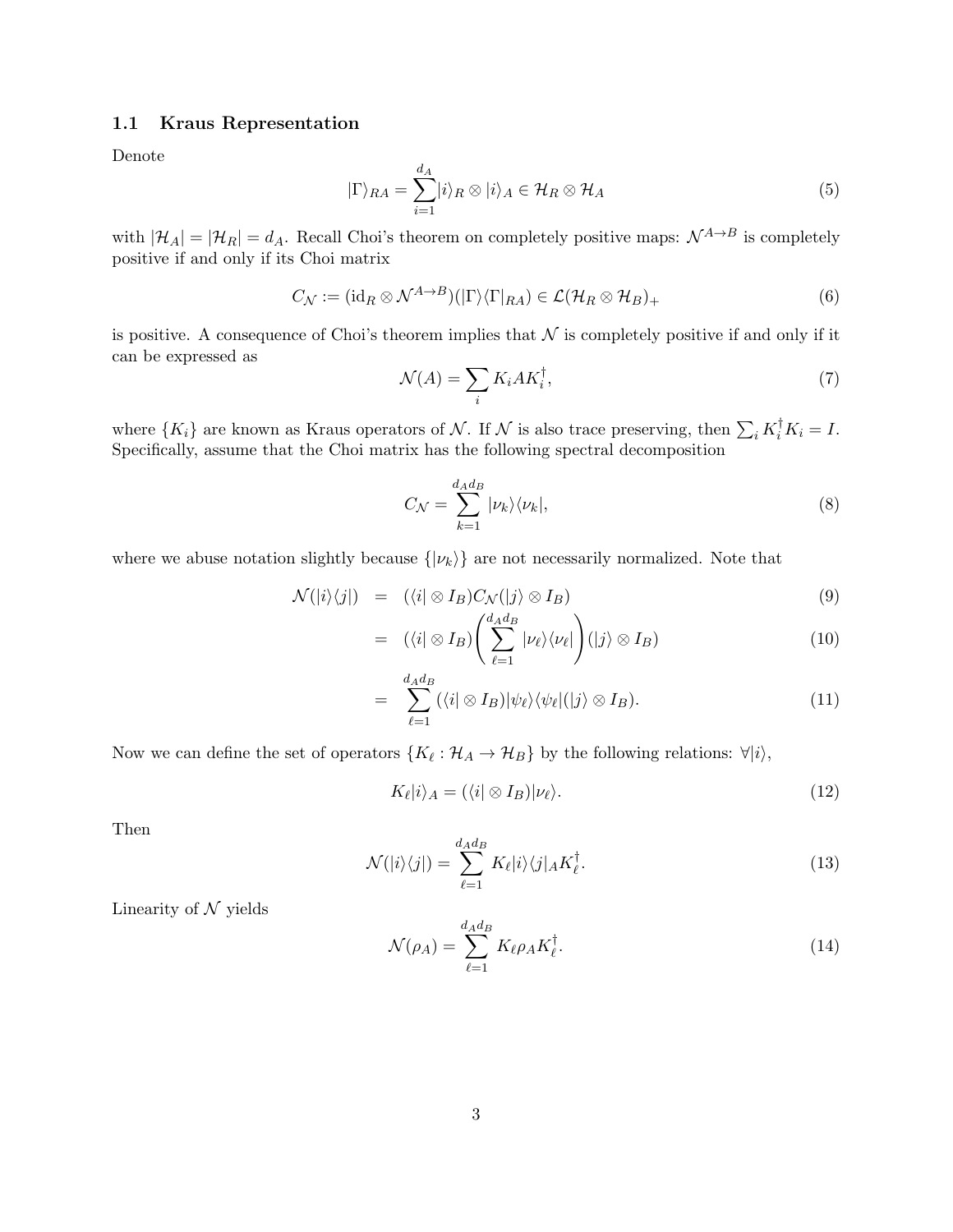### 1.1 Kraus Representation

Denote

$$|\Gamma\rangle_{RA} = \sum_{i=1}^{d_A} |i\rangle_R \otimes |i\rangle_A \in \mathcal{H}_R \otimes \mathcal{H}_A \tag{5}$$

with $|\mathcal{H}_A| = |\mathcal{H}_R| = d_A$. Recall Choi's theorem on completely positive maps: $\mathcal{N}^{A\to B}$ is completely positive if and only if its Choi matrix

$$C_{\mathcal{N}} := (\mathrm{id}_R \otimes \mathcal{N}^{A\to B})(|\Gamma\rangle\langle\Gamma|_{RA}) \in \mathcal{L}(\mathcal{H}_R \otimes \mathcal{H}_B)_+ \tag{6}$$

is positive. A consequence of Choi's theorem implies that $\mathcal{N}$ is completely positive if and only if it can be expressed as

$$\mathcal{N}(A) = \sum_i K_i A K_i^\dagger, \tag{7}$$

where $\{K_i\}$ are known as Kraus operators of $\mathcal{N}$. If $\mathcal{N}$ is also trace preserving, then $\sum_i K_i^\dagger K_i = I$. Specifically, assume that the Choi matrix has the following spectral decomposition

$$C_{\mathcal{N}} = \sum_{k=1}^{d_A d_B} |\nu_k\rangle\langle\nu_k|, \tag{8}$$

where we abuse notation slightly because $\{|\nu_k\rangle\}$ are not necessarily normalized. Note that

$$\begin{aligned}
\mathcal{N}(|i\rangle\langle j|) &= (\langle i| \otimes I_B) C_{\mathcal{N}} (|j\rangle \otimes I_B) && (9)\\
&= (\langle i| \otimes I_B)\left(\sum_{\ell=1}^{d_A d_B} |\nu_\ell\rangle\langle\nu_\ell|\right)(|j\rangle \otimes I_B) && (10)\\
&= \sum_{\ell=1}^{d_A d_B} (\langle i| \otimes I_B)|\psi_\ell\rangle\langle\psi_\ell|(|j\rangle \otimes I_B). && (11)
\end{aligned}$$

Now we can define the set of operators $\{K_\ell : \mathcal{H}_A \to \mathcal{H}_B\}$ by the following relations: $\forall |i\rangle$,

$$K_\ell |i\rangle_A = (\langle i| \otimes I_B)|\nu_\ell\rangle. \tag{12}$$

Then

$$\mathcal{N}(|i\rangle\langle j|) = \sum_{\ell=1}^{d_A d_B} K_\ell |i\rangle\langle j|_A K_\ell^\dagger. \tag{13}$$

Linearity of $\mathcal{N}$ yields

$$\mathcal{N}(\rho_A) = \sum_{\ell=1}^{d_A d_B} K_\ell \rho_A K_\ell^\dagger. \tag{14}$$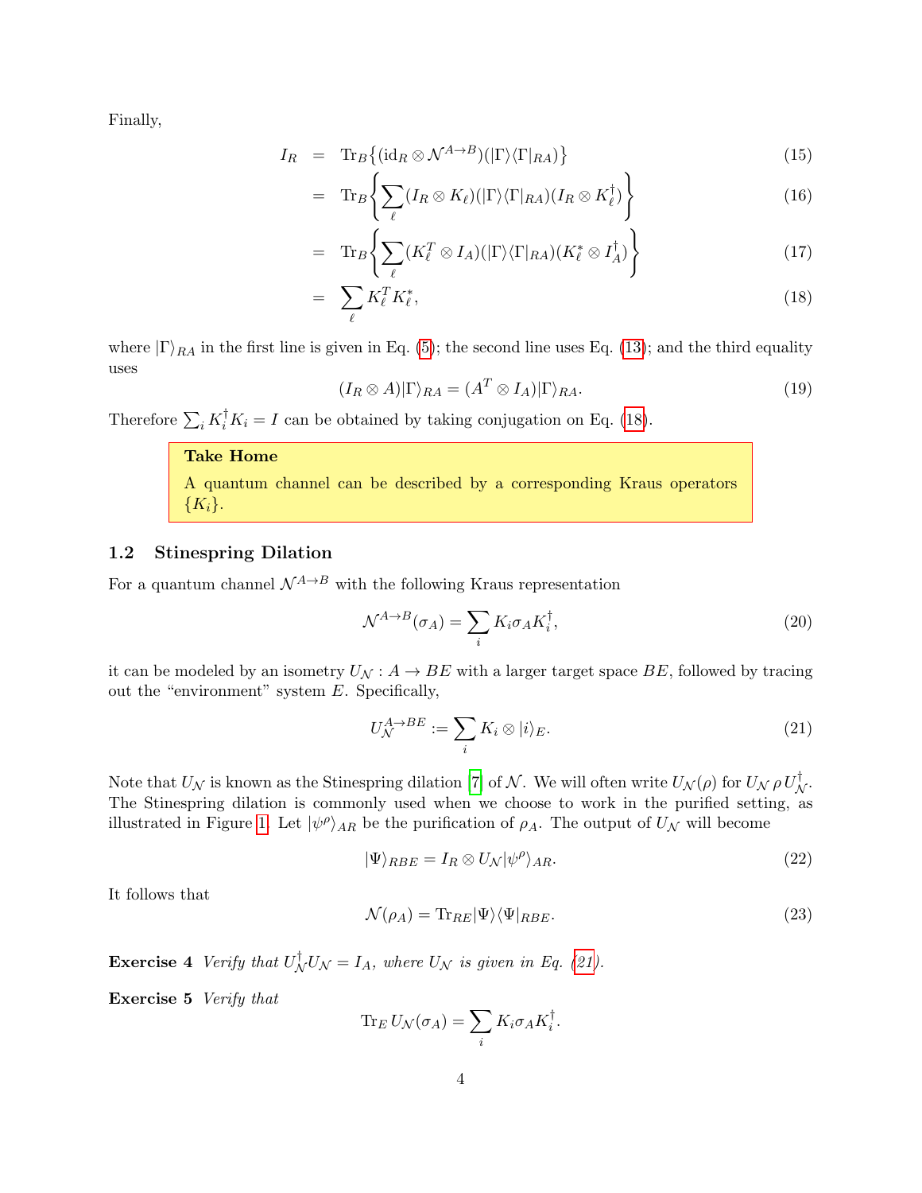Finally,

$$
\begin{aligned}
I_R &= \mathrm{Tr}_B\{(\mathrm{id}_R \otimes \mathcal{N}^{A\to B})(|\Gamma\rangle\langle\Gamma|_{RA})\} && (15)\\
&= \mathrm{Tr}_B\left\{\sum_\ell (I_R \otimes K_\ell)(|\Gamma\rangle\langle\Gamma|_{RA})(I_R \otimes K_\ell^\dagger)\right\} && (16)\\
&= \mathrm{Tr}_B\left\{\sum_\ell (K_\ell^T \otimes I_A)(|\Gamma\rangle\langle\Gamma|_{RA})(K_\ell^* \otimes I_A^\dagger)\right\} && (17)\\
&= \sum_\ell K_\ell^T K_\ell^*, && (18)
\end{aligned}
$$

where $|\Gamma\rangle_{RA}$ in the first line is given in Eq. (5); the second line uses Eq. (13); and the third equality uses

$$
(I_R \otimes A)|\Gamma\rangle_{RA} = (A^T \otimes I_A)|\Gamma\rangle_{RA}. \tag{19}
$$

Therefore $\sum_i K_i^\dagger K_i = I$ can be obtained by taking conjugation on Eq. (18).

> **Take Home**
>
> A quantum channel can be described by a corresponding Kraus operators $\{K_i\}$.

### 1.2 Stinespring Dilation

For a quantum channel $\mathcal{N}^{A\to B}$ with the following Kraus representation

$$
\mathcal{N}^{A\to B}(\sigma_A) = \sum_i K_i \sigma_A K_i^\dagger, \tag{20}
$$

it can be modeled by an isometry $U_\mathcal{N} : A \to BE$ with a larger target space $BE$, followed by tracing out the "environment" system $E$. Specifically,

$$
U_\mathcal{N}^{A\to BE} := \sum_i K_i \otimes |i\rangle_E. \tag{21}
$$

Note that $U_\mathcal{N}$ is known as the Stinespring dilation [7] of $\mathcal{N}$. We will often write $U_\mathcal{N}(\rho)$ for $U_\mathcal{N}\,\rho\,U_\mathcal{N}^\dagger$. The Stinespring dilation is commonly used when we choose to work in the purified setting, as illustrated in Figure 1. Let $|\psi^\rho\rangle_{AR}$ be the purification of $\rho_A$. The output of $U_\mathcal{N}$ will become

$$
|\Psi\rangle_{RBE} = I_R \otimes U_\mathcal{N}|\psi^\rho\rangle_{AR}. \tag{22}
$$

It follows that

$$
\mathcal{N}(\rho_A) = \mathrm{Tr}_{RE}|\Psi\rangle\langle\Psi|_{RBE}. \tag{23}
$$

**Exercise 4** *Verify that $U_\mathcal{N}^\dagger U_\mathcal{N} = I_A$, where $U_\mathcal{N}$ is given in Eq. (21).*

**Exercise 5** *Verify that*

$$
\mathrm{Tr}_E\, U_\mathcal{N}(\sigma_A) = \sum_i K_i \sigma_A K_i^\dagger.
$$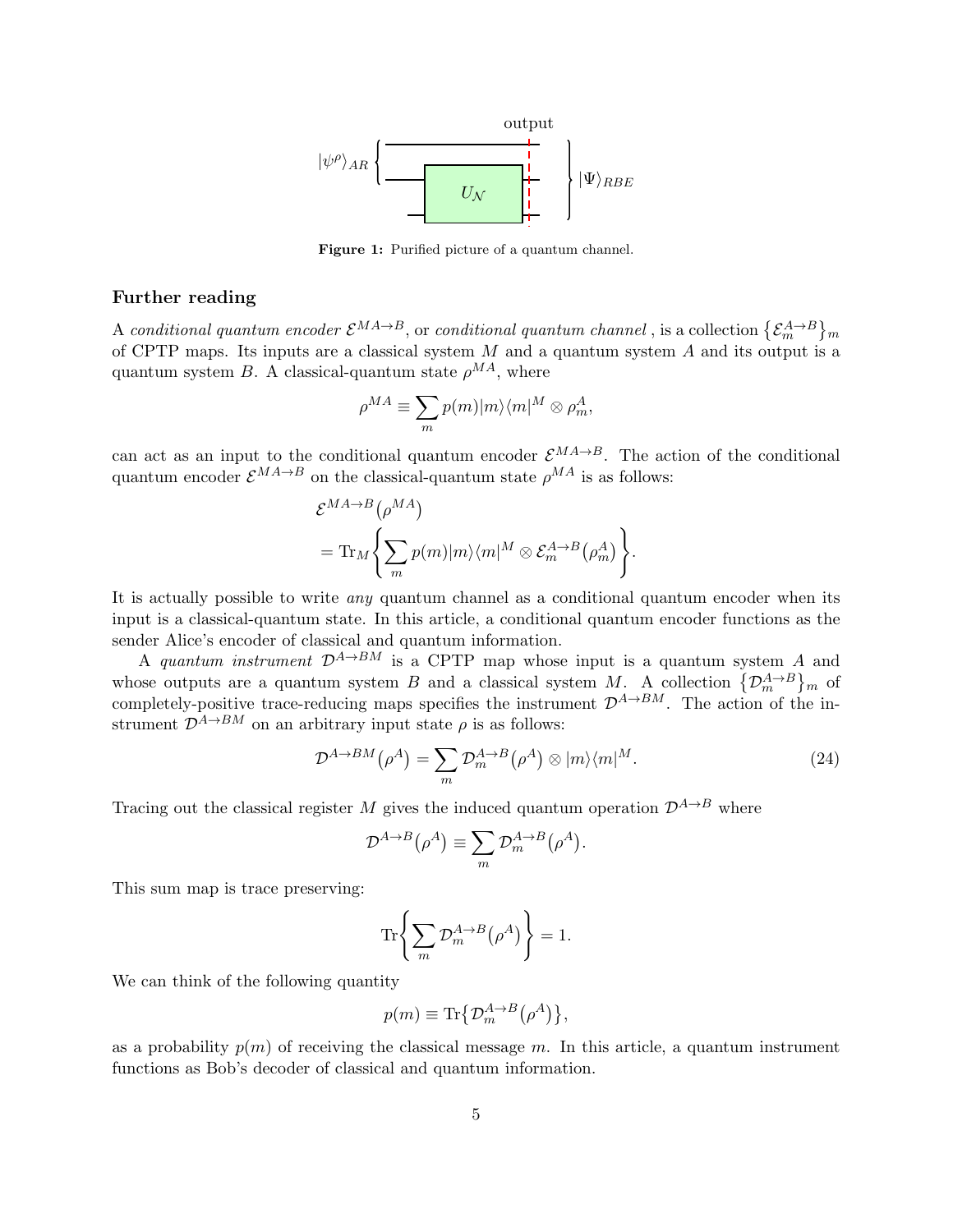Figure 1: Purified picture of a quantum channel.

## Further reading

A *conditional quantum encoder* $\mathcal{E}^{MA\to B}$, or *conditional quantum channel* , is a collection $\{\mathcal{E}_m^{A\to B}\}_m$ of CPTP maps. Its inputs are a classical system $M$ and a quantum system $A$ and its output is a quantum system $B$. A classical-quantum state $\rho^{MA}$, where

$$\rho^{MA} \equiv \sum_m p(m)|m\rangle\langle m|^M \otimes \rho_m^A,$$

can act as an input to the conditional quantum encoder $\mathcal{E}^{MA\to B}$. The action of the conditional quantum encoder $\mathcal{E}^{MA\to B}$ on the classical-quantum state $\rho^{MA}$ is as follows:

$$\begin{aligned}
&\mathcal{E}^{MA\to B}\big(\rho^{MA}\big) \\
&= \mathrm{Tr}_M\left\{\sum_m p(m)|m\rangle\langle m|^M \otimes \mathcal{E}_m^{A\to B}\big(\rho_m^A\big)\right\}.
\end{aligned}$$

It is actually possible to write *any* quantum channel as a conditional quantum encoder when its input is a classical-quantum state. In this article, a conditional quantum encoder functions as the sender Alice's encoder of classical and quantum information.

A *quantum instrument* $\mathcal{D}^{A\to BM}$ is a CPTP map whose input is a quantum system $A$ and whose outputs are a quantum system $B$ and a classical system $M$. A collection $\{\mathcal{D}_m^{A\to B}\}_m$ of completely-positive trace-reducing maps specifies the instrument $\mathcal{D}^{A\to BM}$. The action of the instrument $\mathcal{D}^{A\to BM}$ on an arbitrary input state $\rho$ is as follows:

$$\mathcal{D}^{A\to BM}\big(\rho^A\big) = \sum_m \mathcal{D}_m^{A\to B}\big(\rho^A\big) \otimes |m\rangle\langle m|^M. \tag{24}$$

Tracing out the classical register $M$ gives the induced quantum operation $\mathcal{D}^{A\to B}$ where

$$\mathcal{D}^{A\to B}\big(\rho^A\big) \equiv \sum_m \mathcal{D}_m^{A\to B}\big(\rho^A\big).$$

This sum map is trace preserving:

$$\mathrm{Tr}\left\{\sum_m \mathcal{D}_m^{A\to B}\big(\rho^A\big)\right\} = 1.$$

We can think of the following quantity

$$p(m) \equiv \mathrm{Tr}\big\{\mathcal{D}_m^{A\to B}\big(\rho^A\big)\big\},$$

as a probability $p(m)$ of receiving the classical message $m$. In this article, a quantum instrument functions as Bob's decoder of classical and quantum information.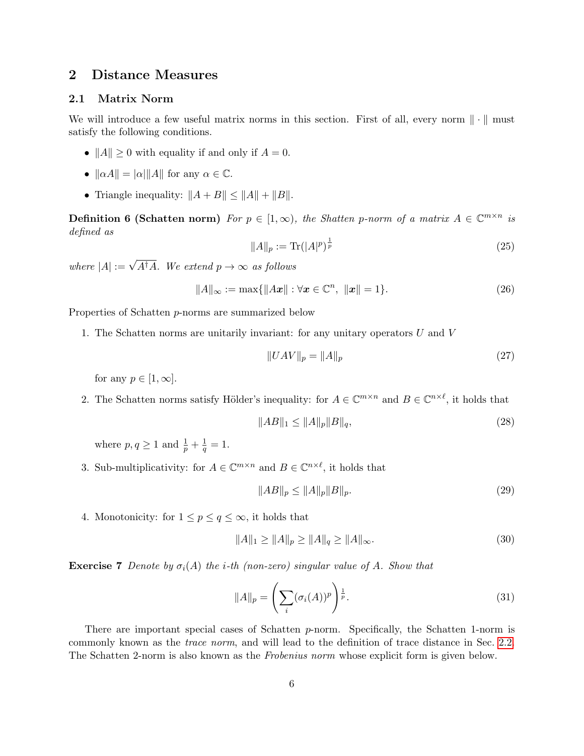## 2 Distance Measures

### 2.1 Matrix Norm

We will introduce a few useful matrix norms in this section. First of all, every norm $\|\cdot\|$ must satisfy the following conditions.

- $\|A\| \geq 0$ with equality if and only if $A = 0$.
- $\|\alpha A\| = |\alpha|\|A\|$ for any $\alpha \in \mathbb{C}$.
- Triangle inequality: $\|A + B\| \leq \|A\| + \|B\|$.

**Definition 6 (Schatten norm)** *For $p \in [1, \infty)$, the Shatten p-norm of a matrix $A \in \mathbb{C}^{m\times n}$ is defined as*

$$\|A\|_p := \mathrm{Tr}(|A|^p)^{\frac{1}{p}} \tag{25}$$

*where $|A| := \sqrt{A^\dagger A}$. We extend $p \to \infty$ as follows*

$$\|A\|_\infty := \max\{\|A\boldsymbol{x}\| : \forall \boldsymbol{x} \in \mathbb{C}^n,\ \|\boldsymbol{x}\| = 1\}. \tag{26}$$

Properties of Schatten $p$-norms are summarized below

1. The Schatten norms are unitarily invariant: for any unitary operators $U$ and $V$

   $$\|UAV\|_p = \|A\|_p \tag{27}$$

   for any $p \in [1, \infty]$.

2. The Schatten norms satisfy Hölder's inequality: for $A \in \mathbb{C}^{m\times n}$ and $B \in \mathbb{C}^{n\times \ell}$, it holds that

   $$\|AB\|_1 \leq \|A\|_p \|B\|_q, \tag{28}$$

   where $p, q \geq 1$ and $\frac{1}{p} + \frac{1}{q} = 1$.

3. Sub-multiplicativity: for $A \in \mathbb{C}^{m\times n}$ and $B \in \mathbb{C}^{n\times \ell}$, it holds that

   $$\|AB\|_p \leq \|A\|_p \|B\|_p. \tag{29}$$

4. Monotonicity: for $1 \leq p \leq q \leq \infty$, it holds that

   $$\|A\|_1 \geq \|A\|_p \geq \|A\|_q \geq \|A\|_\infty. \tag{30}$$

**Exercise 7** *Denote by $\sigma_i(A)$ the i-th (non-zero) singular value of A. Show that*

$$\|A\|_p = \left(\sum_i (\sigma_i(A))^p\right)^{\frac{1}{p}}. \tag{31}$$

There are important special cases of Schatten $p$-norm. Specifically, the Schatten 1-norm is commonly known as the *trace norm*, and will lead to the definition of trace distance in Sec. 2.2. The Schatten 2-norm is also known as the *Frobenius norm* whose explicit form is given below.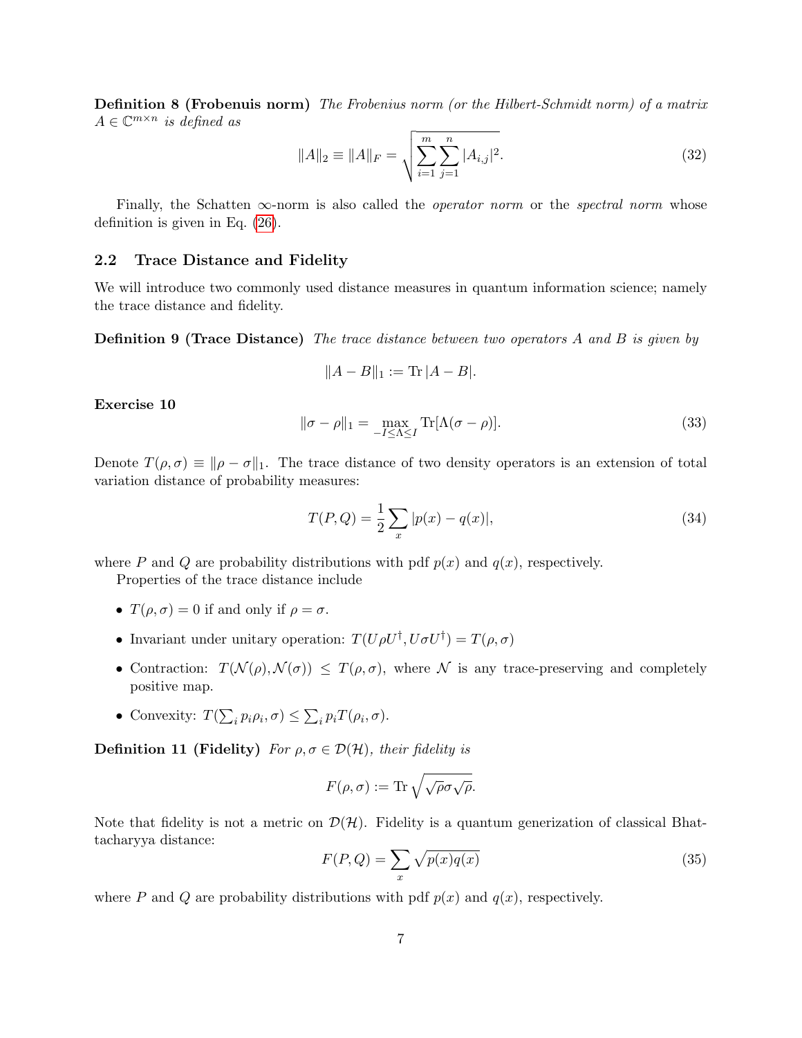**Definition 8 (Frobenius norm)** *The Frobenius norm (or the Hilbert-Schmidt norm) of a matrix $A \in \mathbb{C}^{m \times n}$ is defined as*

$$\|A\|_2 \equiv \|A\|_F = \sqrt{\sum_{i=1}^{m} \sum_{j=1}^{n} |A_{i,j}|^2}. \tag{32}$$

Finally, the Schatten $\infty$-norm is also called the *operator norm* or the *spectral norm* whose definition is given in Eq. (26).

## 2.2 Trace Distance and Fidelity

We will introduce two commonly used distance measures in quantum information science; namely the trace distance and fidelity.

**Definition 9 (Trace Distance)** *The trace distance between two operators $A$ and $B$ is given by*

$$\|A - B\|_1 := \operatorname{Tr} |A - B|.$$

**Exercise 10**

$$\|\sigma - \rho\|_1 = \max_{-I \leq \Lambda \leq I} \operatorname{Tr}[\Lambda(\sigma - \rho)]. \tag{33}$$

Denote $T(\rho, \sigma) \equiv \|\rho - \sigma\|_1$. The trace distance of two density operators is an extension of total variation distance of probability measures:

$$T(P, Q) = \frac{1}{2} \sum_x |p(x) - q(x)|, \tag{34}$$

where $P$ and $Q$ are probability distributions with pdf $p(x)$ and $q(x)$, respectively.

Properties of the trace distance include

- $T(\rho, \sigma) = 0$ if and only if $\rho = \sigma$.
- Invariant under unitary operation: $T(U\rho U^\dagger, U\sigma U^\dagger) = T(\rho, \sigma)$
- Contraction: $T(\mathcal{N}(\rho), \mathcal{N}(\sigma)) \leq T(\rho, \sigma)$, where $\mathcal{N}$ is any trace-preserving and completely positive map.
- Convexity: $T(\sum_i p_i \rho_i, \sigma) \leq \sum_i p_i T(\rho_i, \sigma)$.

**Definition 11 (Fidelity)** *For $\rho, \sigma \in \mathcal{D}(\mathcal{H})$, their fidelity is*

$$F(\rho, \sigma) := \operatorname{Tr} \sqrt{\sqrt{\rho} \sigma \sqrt{\rho}}.$$

Note that fidelity is not a metric on $\mathcal{D}(\mathcal{H})$. Fidelity is a quantum generization of classical Bhattacharyya distance:

$$F(P, Q) = \sum_x \sqrt{p(x) q(x)} \tag{35}$$

where $P$ and $Q$ are probability distributions with pdf $p(x)$ and $q(x)$, respectively.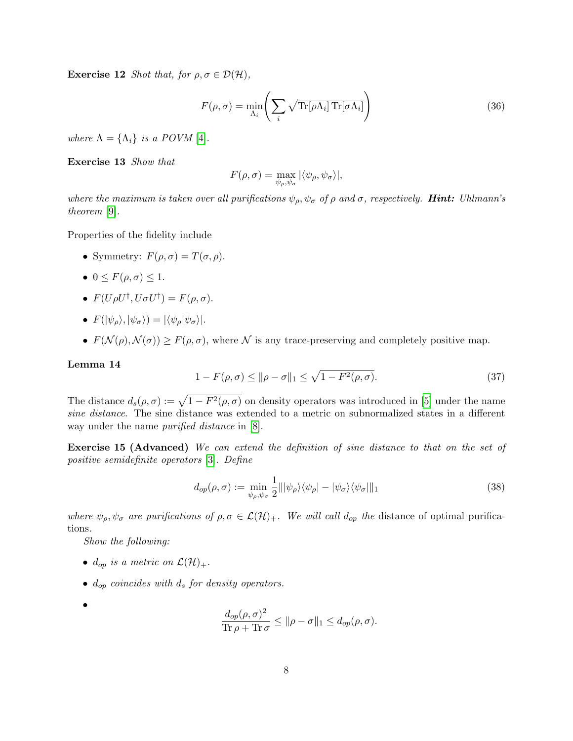**Exercise 12** *Shot that, for $\rho, \sigma \in \mathcal{D}(\mathcal{H})$,*

$$F(\rho, \sigma) = \min_{\Lambda_i} \left( \sum_i \sqrt{\operatorname{Tr}[\rho\Lambda_i] \operatorname{Tr}[\sigma\Lambda_i]} \right) \tag{36}$$

*where $\Lambda = \{\Lambda_i\}$ is a POVM [4].*

**Exercise 13** *Show that*

$$F(\rho, \sigma) = \max_{\psi_\rho, \psi_\sigma} |\langle \psi_\rho, \psi_\sigma \rangle|,$$

*where the maximum is taken over all purifications $\psi_\rho, \psi_\sigma$ of $\rho$ and $\sigma$, respectively.* ***Hint:*** *Uhlmann's theorem [9].*

Properties of the fidelity include

- Symmetry: $F(\rho, \sigma) = T(\sigma, \rho)$.
- $0 \leq F(\rho, \sigma) \leq 1$.
- $F(U\rho U^\dagger, U\sigma U^\dagger) = F(\rho, \sigma)$.
- $F(|\psi_\rho\rangle, |\psi_\sigma\rangle) = |\langle \psi_\rho | \psi_\sigma \rangle|$.
- $F(\mathcal{N}(\rho), \mathcal{N}(\sigma)) \geq F(\rho, \sigma)$, where $\mathcal{N}$ is any trace-preserving and completely positive map.

**Lemma 14**

$$1 - F(\rho, \sigma) \leq \|\rho - \sigma\|_1 \leq \sqrt{1 - F^2(\rho, \sigma)}. \tag{37}$$

The distance $d_s(\rho, \sigma) := \sqrt{1 - F^2(\rho, \sigma)}$ on density operators was introduced in [5] under the name *sine distance*. The sine distance was extended to a metric on subnormalized states in a different way under the name *purified distance* in [8].

**Exercise 15 (Advanced)** *We can extend the definition of sine distance to that on the set of positive semidefinite operators [3]. Define*

$$d_{op}(\rho, \sigma) := \min_{\psi_\rho, \psi_\sigma} \frac{1}{2} \| |\psi_\rho\rangle\langle\psi_\rho| - |\psi_\sigma\rangle\langle\psi_\sigma| \|_1 \tag{38}$$

*where $\psi_\rho, \psi_\sigma$ are purifications of $\rho, \sigma \in \mathcal{L}(\mathcal{H})_+$. We will call $d_{op}$ the* distance of optimal purifications.

*Show the following:*

- *$d_{op}$ is a metric on $\mathcal{L}(\mathcal{H})_+$.*
- *$d_{op}$ coincides with $d_s$ for density operators.*
- $$\frac{d_{op}(\rho, \sigma)^2}{\operatorname{Tr}\rho + \operatorname{Tr}\sigma} \leq \|\rho - \sigma\|_1 \leq d_{op}(\rho, \sigma).$$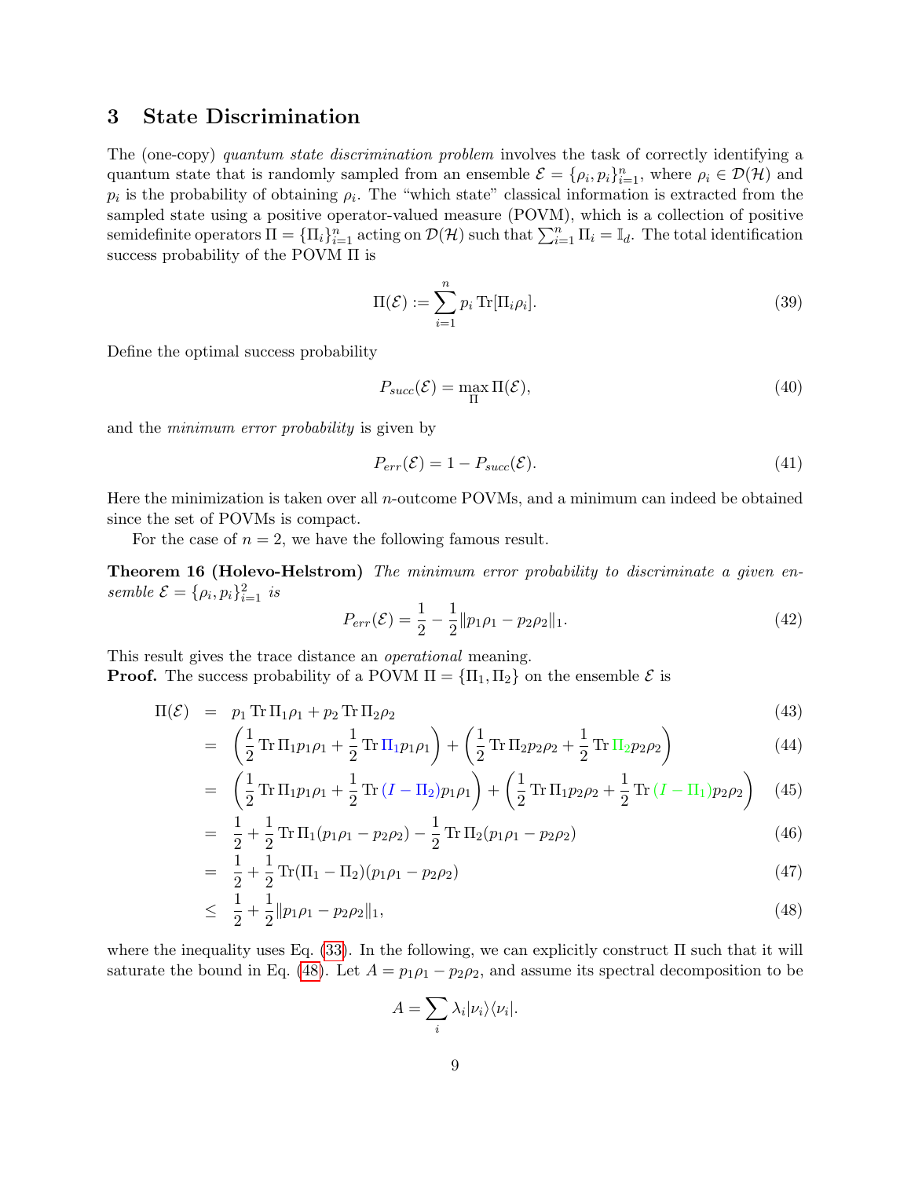## 3 State Discrimination

The (one-copy) *quantum state discrimination problem* involves the task of correctly identifying a quantum state that is randomly sampled from an ensemble $\mathcal{E} = \{\rho_i, p_i\}_{i=1}^n$, where $\rho_i \in \mathcal{D}(\mathcal{H})$ and $p_i$ is the probability of obtaining $\rho_i$. The "which state" classical information is extracted from the sampled state using a positive operator-valued measure (POVM), which is a collection of positive semidefinite operators $\Pi = \{\Pi_i\}_{i=1}^n$ acting on $\mathcal{D}(\mathcal{H})$ such that $\sum_{i=1}^n \Pi_i = \mathbb{I}_d$. The total identification success probability of the POVM $\Pi$ is

$$\Pi(\mathcal{E}) := \sum_{i=1}^n p_i \operatorname{Tr}[\Pi_i \rho_i]. \tag{39}$$

Define the optimal success probability

$$P_{succ}(\mathcal{E}) = \max_{\Pi} \Pi(\mathcal{E}), \tag{40}$$

and the *minimum error probability* is given by

$$P_{err}(\mathcal{E}) = 1 - P_{succ}(\mathcal{E}). \tag{41}$$

Here the minimization is taken over all $n$-outcome POVMs, and a minimum can indeed be obtained since the set of POVMs is compact.

For the case of $n = 2$, we have the following famous result.

**Theorem 16 (Holevo-Helstrom)** *The minimum error probability to discriminate a given ensemble $\mathcal{E} = \{\rho_i, p_i\}_{i=1}^2$ is*

$$P_{err}(\mathcal{E}) = \frac{1}{2} - \frac{1}{2}\|p_1\rho_1 - p_2\rho_2\|_1. \tag{42}$$

This result gives the trace distance an *operational* meaning.

**Proof.** The success probability of a POVM $\Pi = \{\Pi_1, \Pi_2\}$ on the ensemble $\mathcal{E}$ is

$$\begin{aligned}
\Pi(\mathcal{E}) &= p_1 \operatorname{Tr} \Pi_1 \rho_1 + p_2 \operatorname{Tr} \Pi_2 \rho_2 & (43)\\
&= \left(\frac{1}{2}\operatorname{Tr} \Pi_1 p_1 \rho_1 + \frac{1}{2}\operatorname{Tr} \Pi_1 p_1 \rho_1\right) + \left(\frac{1}{2}\operatorname{Tr} \Pi_2 p_2 \rho_2 + \frac{1}{2}\operatorname{Tr} \Pi_2 p_2 \rho_2\right) & (44)\\
&= \left(\frac{1}{2}\operatorname{Tr} \Pi_1 p_1 \rho_1 + \frac{1}{2}\operatorname{Tr} (I - \Pi_2) p_1 \rho_1\right) + \left(\frac{1}{2}\operatorname{Tr} \Pi_1 p_2 \rho_2 + \frac{1}{2}\operatorname{Tr} (I - \Pi_1) p_2 \rho_2\right) & (45)\\
&= \frac{1}{2} + \frac{1}{2}\operatorname{Tr} \Pi_1 (p_1\rho_1 - p_2\rho_2) - \frac{1}{2}\operatorname{Tr} \Pi_2 (p_1\rho_1 - p_2\rho_2) & (46)\\
&= \frac{1}{2} + \frac{1}{2}\operatorname{Tr}(\Pi_1 - \Pi_2)(p_1\rho_1 - p_2\rho_2) & (47)\\
&\leq \frac{1}{2} + \frac{1}{2}\|p_1\rho_1 - p_2\rho_2\|_1, & (48)
\end{aligned}$$

where the inequality uses Eq. (33). In the following, we can explicitly construct $\Pi$ such that it will saturate the bound in Eq. (48). Let $A = p_1\rho_1 - p_2\rho_2$, and assume its spectral decomposition to be

$$A = \sum_i \lambda_i |\nu_i\rangle\langle\nu_i|.$$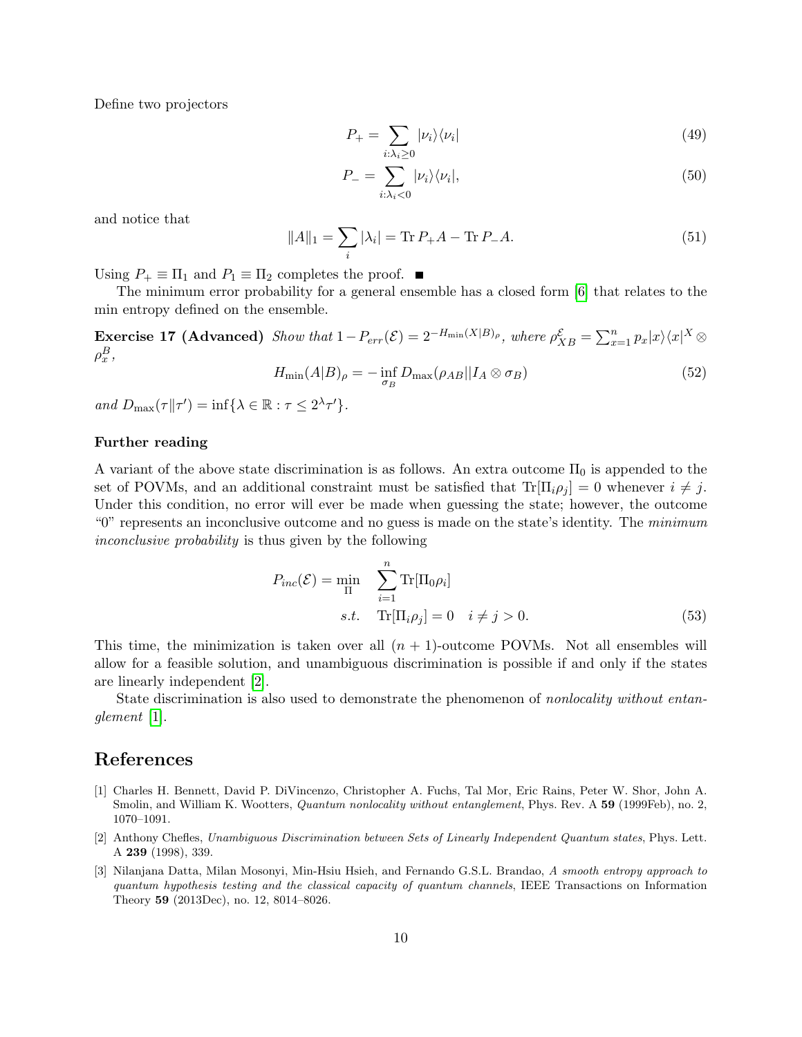Define two projectors

$$P_+ = \sum_{i:\lambda_i \geq 0} |\nu_i\rangle\langle\nu_i| \tag{49}$$

$$P_- = \sum_{i:\lambda_i < 0} |\nu_i\rangle\langle\nu_i|, \tag{50}$$

and notice that

$$\|A\|_1 = \sum_i |\lambda_i| = \operatorname{Tr} P_+ A - \operatorname{Tr} P_- A. \tag{51}$$

Using $P_+ \equiv \Pi_1$ and $P_1 \equiv \Pi_2$ completes the proof. ■

The minimum error probability for a general ensemble has a closed form [6] that relates to the min entropy defined on the ensemble.

**Exercise 17 (Advanced)** *Show that $1 - P_{err}(\mathcal{E}) = 2^{-H_{\min}(X|B)_\rho}$, where $\rho^{\mathcal{E}}_{XB} = \sum_{x=1}^{n} p_x |x\rangle\langle x|^X \otimes \rho^B_x$,*

$$H_{\min}(A|B)_\rho = -\inf_{\sigma_B} D_{\max}(\rho_{AB} || I_A \otimes \sigma_B) \tag{52}$$

*and $D_{\max}(\tau \| \tau') = \inf\{\lambda \in \mathbb{R} : \tau \leq 2^\lambda \tau'\}$.*

### Further reading

A variant of the above state discrimination is as follows. An extra outcome $\Pi_0$ is appended to the set of POVMs, and an additional constraint must be satisfied that $\operatorname{Tr}[\Pi_i \rho_j] = 0$ whenever $i \neq j$. Under this condition, no error will ever be made when guessing the state; however, the outcome "0" represents an inconclusive outcome and no guess is made on the state's identity. The *minimum inconclusive probability* is thus given by the following

$$\begin{aligned} P_{inc}(\mathcal{E}) = \min_{\Pi} \quad & \sum_{i=1}^{n} \operatorname{Tr}[\Pi_0 \rho_i] \\ s.t. \quad & \operatorname{Tr}[\Pi_i \rho_j] = 0 \quad i \neq j > 0. \end{aligned} \tag{53}$$

This time, the minimization is taken over all $(n+1)$-outcome POVMs. Not all ensembles will allow for a feasible solution, and unambiguous discrimination is possible if and only if the states are linearly independent [2].

State discrimination is also used to demonstrate the phenomenon of *nonlocality without entanglement* [1].

## References

[1] Charles H. Bennett, David P. DiVincenzo, Christopher A. Fuchs, Tal Mor, Eric Rains, Peter W. Shor, John A. Smolin, and William K. Wootters, *Quantum nonlocality without entanglement*, Phys. Rev. A **59** (1999Feb), no. 2, 1070–1091.

[2] Anthony Chefles, *Unambiguous Discrimination between Sets of Linearly Independent Quantum states*, Phys. Lett. A **239** (1998), 339.

[3] Nilanjana Datta, Milan Mosonyi, Min-Hsiu Hsieh, and Fernando G.S.L. Brandao, *A smooth entropy approach to quantum hypothesis testing and the classical capacity of quantum channels*, IEEE Transactions on Information Theory **59** (2013Dec), no. 12, 8014–8026.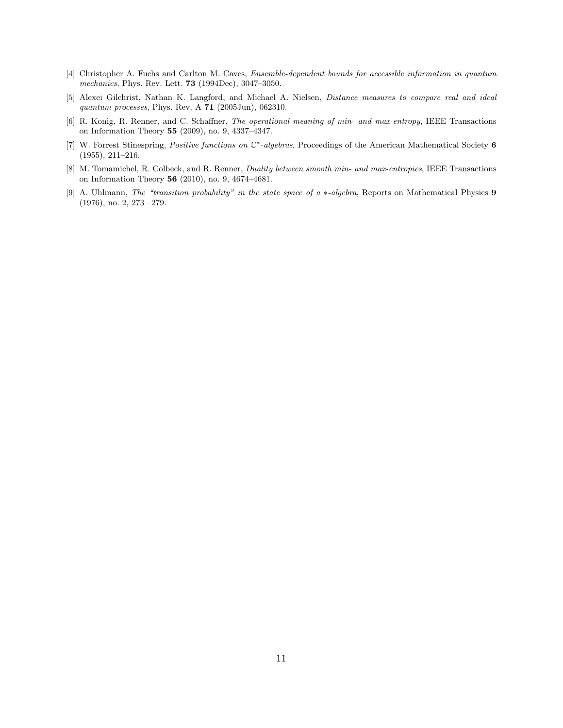[4] Christopher A. Fuchs and Carlton M. Caves, *Ensemble-dependent bounds for accessible information in quantum mechanics*, Phys. Rev. Lett. **73** (1994Dec), 3047–3050.

[5] Alexei Gilchrist, Nathan K. Langford, and Michael A. Nielsen, *Distance measures to compare real and ideal quantum processes*, Phys. Rev. A **71** (2005Jun), 062310.

[6] R. Konig, R. Renner, and C. Schaffner, *The operational meaning of min- and max-entropy*, IEEE Transactions on Information Theory **55** (2009), no. 9, 4337–4347.

[7] W. Forrest Stinespring, *Positive functions on* $\mathbb{C}^*$*-algebras*, Proceedings of the American Mathematical Society **6** (1955), 211–216.

[8] M. Tomamichel, R. Colbeck, and R. Renner, *Duality between smooth min- and max-entropies*, IEEE Transactions on Information Theory **56** (2010), no. 9, 4674–4681.

[9] A. Uhlmann, *The "transition probability" in the state space of a* $*$*-algebra*, Reports on Mathematical Physics **9** (1976), no. 2, 273 –279.